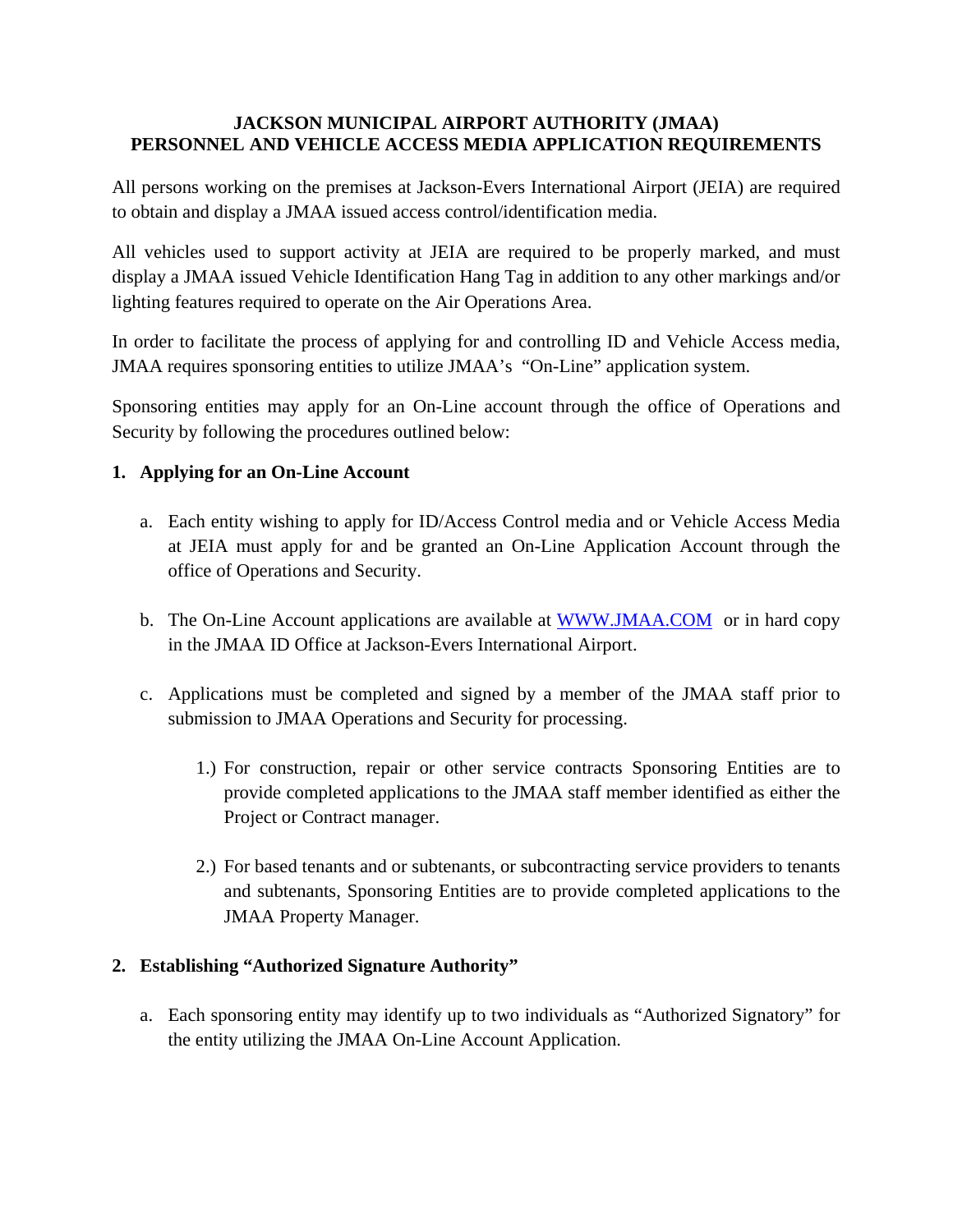# JACKSON MUNICIPAL AIRPORT AUTHORITY (JMAA)
# PERSONNEL AND VEHICLE ACCESS MEDIA APPLICATION REQUIREMENTS

All persons working on the premises at Jackson-Evers International Airport (JEIA) are required to obtain and display a JMAA issued access control/identification media.

All vehicles used to support activity at JEIA are required to be properly marked, and must display a JMAA issued Vehicle Identification Hang Tag in addition to any other markings and/or lighting features required to operate on the Air Operations Area.

In order to facilitate the process of applying for and controlling ID and Vehicle Access media, JMAA requires sponsoring entities to utilize JMAA's "On-Line" application system.

Sponsoring entities may apply for an On-Line account through the office of Operations and Security by following the procedures outlined below:

## 1. Applying for an On-Line Account

a. Each entity wishing to apply for ID/Access Control media and or Vehicle Access Media at JEIA must apply for and be granted an On-Line Application Account through the office of Operations and Security.

b. The On-Line Account applications are available at [WWW.JMAA.COM](http://WWW.JMAA.COM) or in hard copy in the JMAA ID Office at Jackson-Evers International Airport.

c. Applications must be completed and signed by a member of the JMAA staff prior to submission to JMAA Operations and Security for processing.

   1.) For construction, repair or other service contracts Sponsoring Entities are to provide completed applications to the JMAA staff member identified as either the Project or Contract manager.

   2.) For based tenants and or subtenants, or subcontracting service providers to tenants and subtenants, Sponsoring Entities are to provide completed applications to the JMAA Property Manager.

## 2. Establishing "Authorized Signature Authority"

a. Each sponsoring entity may identify up to two individuals as "Authorized Signatory" for the entity utilizing the JMAA On-Line Account Application.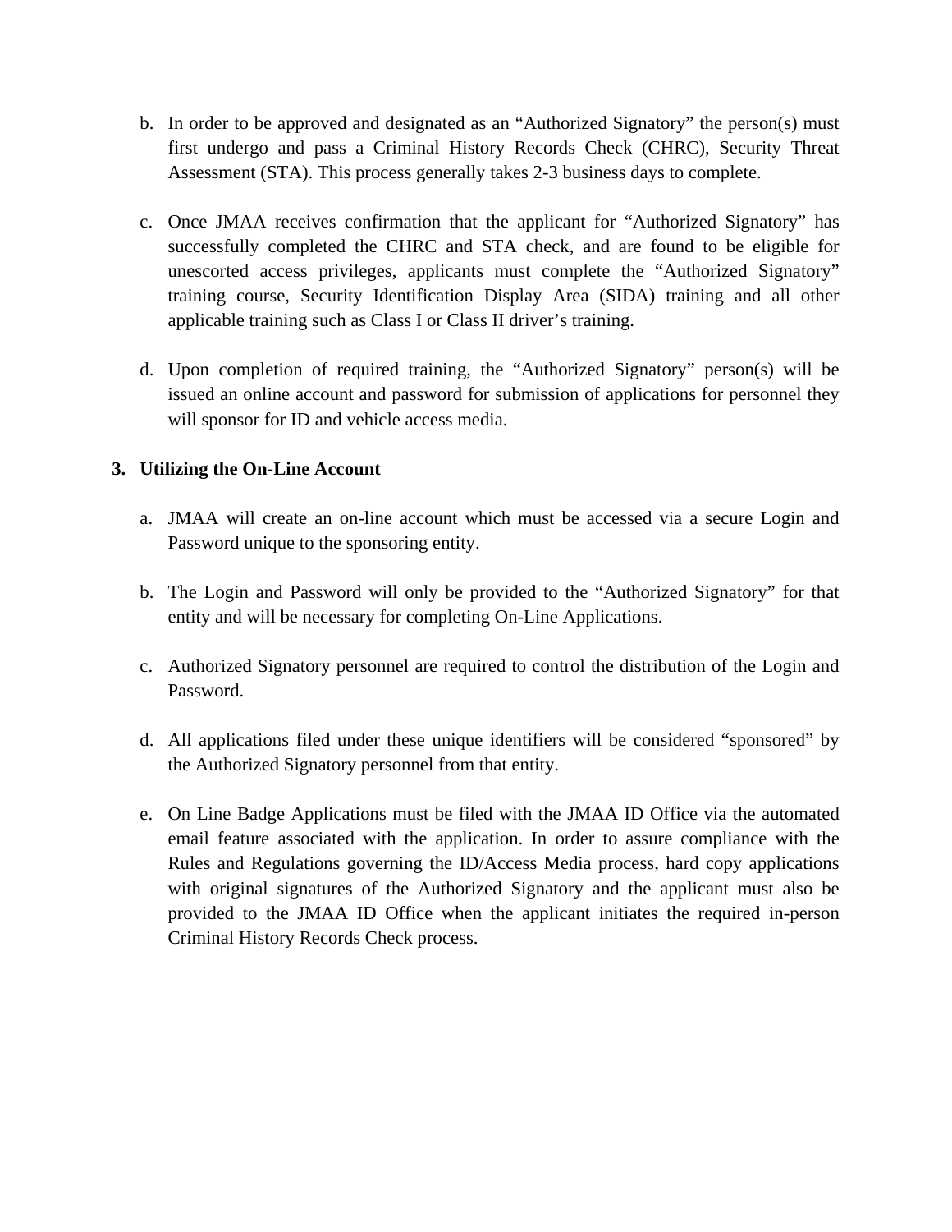b. In order to be approved and designated as an “Authorized Signatory” the person(s) must first undergo and pass a Criminal History Records Check (CHRC), Security Threat Assessment (STA). This process generally takes 2-3 business days to complete.

c. Once JMAA receives confirmation that the applicant for “Authorized Signatory” has successfully completed the CHRC and STA check, and are found to be eligible for unescorted access privileges, applicants must complete the “Authorized Signatory” training course, Security Identification Display Area (SIDA) training and all other applicable training such as Class I or Class II driver’s training.

d. Upon completion of required training, the “Authorized Signatory” person(s) will be issued an online account and password for submission of applications for personnel they will sponsor for ID and vehicle access media.

**3. Utilizing the On-Line Account**

a. JMAA will create an on-line account which must be accessed via a secure Login and Password unique to the sponsoring entity.

b. The Login and Password will only be provided to the “Authorized Signatory” for that entity and will be necessary for completing On-Line Applications.

c. Authorized Signatory personnel are required to control the distribution of the Login and Password.

d. All applications filed under these unique identifiers will be considered “sponsored” by the Authorized Signatory personnel from that entity.

e. On Line Badge Applications must be filed with the JMAA ID Office via the automated email feature associated with the application. In order to assure compliance with the Rules and Regulations governing the ID/Access Media process, hard copy applications with original signatures of the Authorized Signatory and the applicant must also be provided to the JMAA ID Office when the applicant initiates the required in-person Criminal History Records Check process.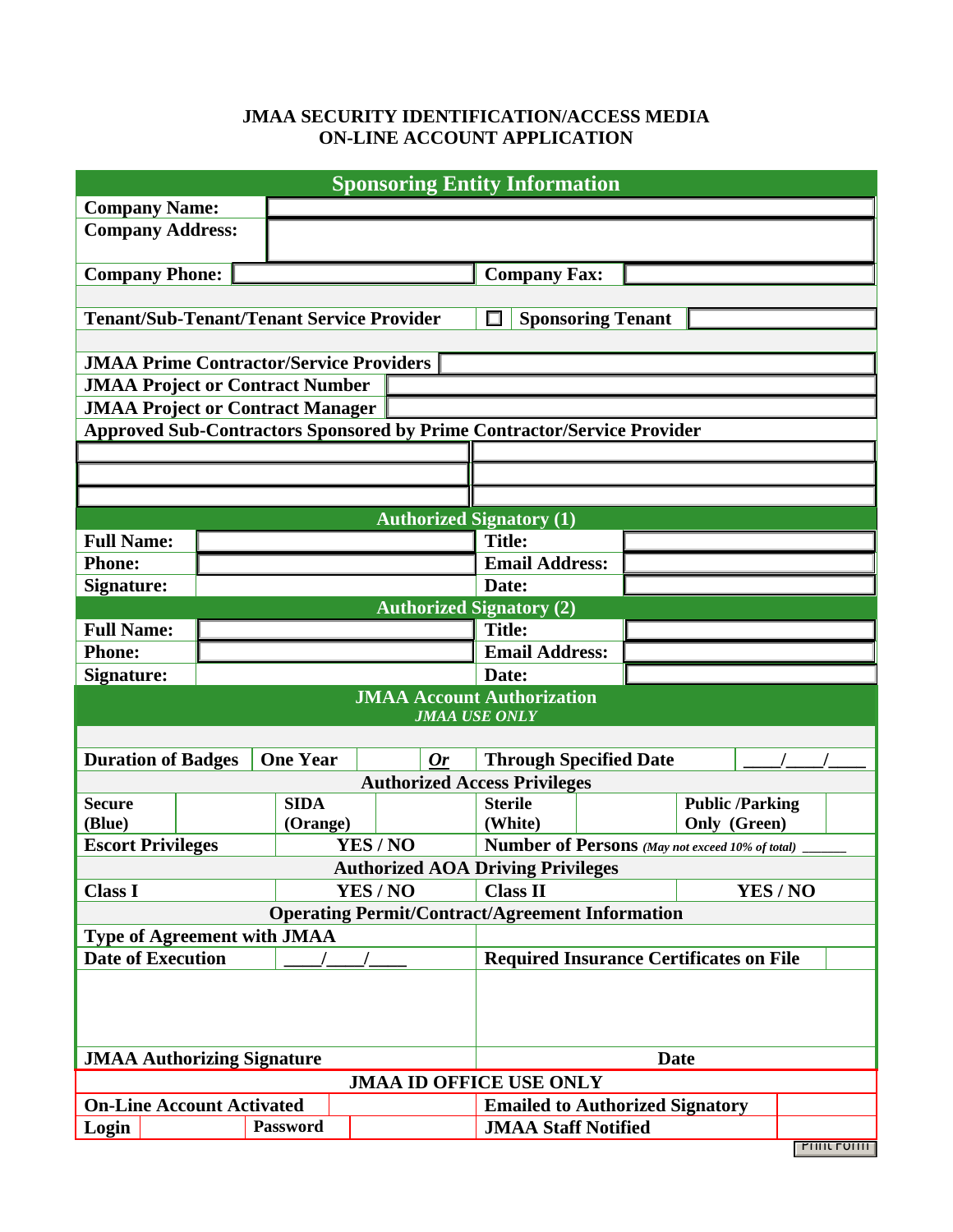# JMAA SECURITY IDENTIFICATION/ACCESS MEDIA ON-LINE ACCOUNT APPLICATION

| | | | |
|---|---|---|---|
| **Sponsoring Entity Information** | | | |
| **Company Name:** | | | |
| **Company Address:** | | | |
| **Company Phone:** | | **Company Fax:** | |
| **Tenant/Sub-Tenant/Tenant Service Provider** | | ☐ **Sponsoring Tenant** | |
| **JMAA Prime Contractor/Service Providers** | | | |
| **JMAA Project or Contract Number** | | | |
| **JMAA Project or Contract Manager** | | | |
| **Approved Sub-Contractors Sponsored by Prime Contractor/Service Provider** | | | |
| | | | |
| | | | |
| | | | |
| **Authorized Signatory (1)** | | | |
| **Full Name:** | | **Title:** | |
| **Phone:** | | **Email Address:** | |
| **Signature:** | | **Date:** | |
| **Authorized Signatory (2)** | | | |
| **Full Name:** | | **Title:** | |
| **Phone:** | | **Email Address:** | |
| **Signature:** | | **Date:** | |

| | | | | | | | |
|---|---|---|---|---|---|---|---|
| **JMAA Account Authorization** *JMAA USE ONLY* | | | | | | | |
| **Duration of Badges** | **One Year** | | ***Or*** | **Through Specified Date** | | ____/____/____ | |
| **Authorized Access Privileges** | | | | | | | |
| **Secure (Blue)** | | **SIDA (Orange)** | | **Sterile (White)** | | **Public /Parking Only (Green)** | |
| **Escort Privileges** | | **YES / NO** | | **Number of Persons** *(May not exceed 10% of total)* ______ | | | |
| **Authorized AOA Driving Privileges** | | | | | | | |
| **Class I** | | **YES / NO** | | **Class II** | | **YES / NO** | |
| **Operating Permit/Contract/Agreement Information** | | | | | | | |
| **Type of Agreement with JMAA** | | | | | | | |
| **Date of Execution** | | ____/____/____ | | **Required Insurance Certificates on File** | | | |
| | | | | | | | |
| **JMAA Authorizing Signature** | | | | **Date** | | | |

| | | | | | |
|---|---|---|---|---|---|
| **JMAA ID OFFICE USE ONLY** | | | | | |
| **On-Line Account Activated** | | | | **Emailed to Authorized Signatory** | |
| **Login** | | **Password** | | **JMAA Staff Notified** | |

Print Form